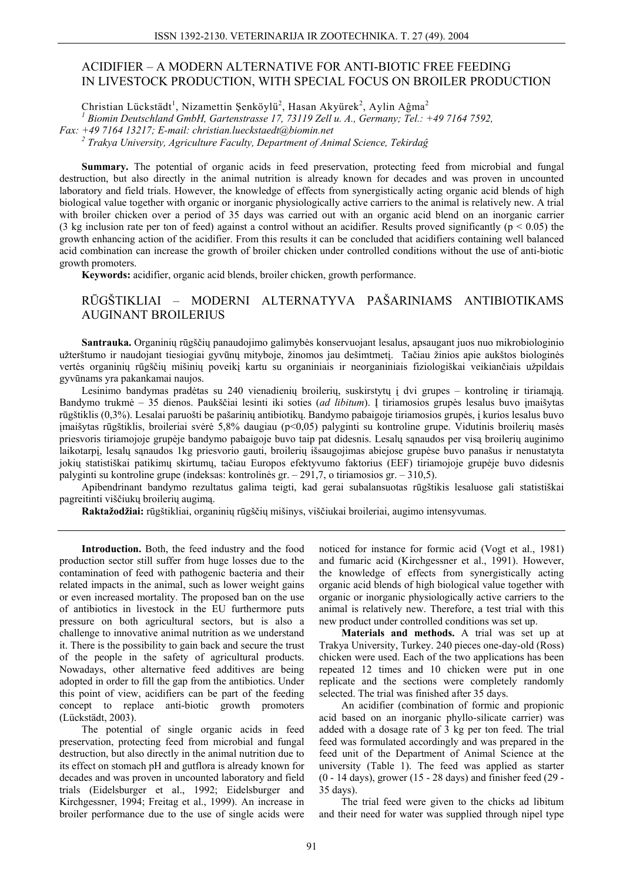# ACIDIFIER – A MODERN ALTERNATIVE FOR ANTI-BIOTIC FREE FEEDING IN LIVESTOCK PRODUCTION, WITH SPECIAL FOCUS ON BROILER PRODUCTION

Christian Lückstädt[1], Nizamettin Şenköylü[2], Hasan Akyürek[2], Aylin Aĝma[2]

[1] *Biomin Deutschland GmbH, Gartenstrasse 17, 73119 Zell u. A., Germany; Tel.: +49 7164 7592, Fax: +49 7164 13217; E-mail: christian.lueckstaedt@biomin.net*

[2] *Trakya University, Agriculture Faculty, Department of Animal Science, Tekirdaĝ*

**Summary.** The potential of organic acids in feed preservation, protecting feed from microbial and fungal destruction, but also directly in the animal nutrition is already known for decades and was proven in uncounted laboratory and field trials. However, the knowledge of effects from synergistically acting organic acid blends of high biological value together with organic or inorganic physiologically active carriers to the animal is relatively new. A trial with broiler chicken over a period of 35 days was carried out with an organic acid blend on an inorganic carrier (3 kg inclusion rate per ton of feed) against a control without an acidifier. Results proved significantly ($p < 0.05$) the growth enhancing action of the acidifier. From this results it can be concluded that acidifiers containing well balanced acid combination can increase the growth of broiler chicken under controlled conditions without the use of anti-biotic growth promoters.

**Keywords:** acidifier, organic acid blends, broiler chicken, growth performance.

# RŪGŠTIKLIAI – MODERNI ALTERNATYVA PAŠARINIAMS ANTIBIOTIKAMS AUGINANT BROILERIUS

**Santrauka.** Organinių rūgščių panaudojimo galimybės konservuojant lesalus, apsaugant juos nuo mikrobiologinio užterštumo ir naudojant tiesiogiai gyvūnų mityboje, žinomos jau dešimtmetį. Tačiau žinios apie aukštos biologinės vertės organinių rūgščių mišinių poveikį kartu su organiniais ir neorganiniais fiziologiškai veikiančiais užpildais gyvūnams yra pakankamai naujos.

Lesinimo bandymas pradėtas su 240 vienadienių broilerių, suskirstytų į dvi grupes – kontrolinę ir tiriamąją. Bandymo trukmė – 35 dienos. Paukščiai lesinti iki soties (*ad libitum*). Į tiriamosios grupės lesalus buvo įmaišytas rūgštiklis (0,3%). Lesalai paruošti be pašarinių antibiotikų. Bandymo pabaigoje tiriamosios grupės, į kurios lesalus buvo įmaišytas rūgštiklis, broileriai svėrė 5,8% daugiau (p<0,05) palyginti su kontroline grupe. Vidutinis broilerių masės priesvoris tiriamojoje grupėje bandymo pabaigoje buvo taip pat didesnis. Lesalų sąnaudos per visą broilerių auginimo laikotarpį, lesalų sąnaudos 1kg priesvorio gauti, broilerių išsaugojimas abiejose grupėse buvo panašus ir nenustatyta jokių statistiškai patikimų skirtumų, tačiau Europos efektyvumo faktorius (EEF) tiriamojoje grupėje buvo didesnis palyginti su kontroline grupe (indeksas: kontrolinės gr. – 291,7, o tiriamosios gr. – 310,5).

Apibendrinant bandymo rezultatus galima teigti, kad gerai subalansuotas rūgštikis lesaluose gali statistiškai pagreitinti viščiukų broilerių augimą.

**Raktažodžiai:** rūgštikliai, organinių rūgščių mišinys, viščiukai broileriai, augimo intensyvumas.

**Introduction.** Both, the feed industry and the food production sector still suffer from huge losses due to the contamination of feed with pathogenic bacteria and their related impacts in the animal, such as lower weight gains or even increased mortality. The proposed ban on the use of antibiotics in livestock in the EU furthermore puts pressure on both agricultural sectors, but is also a challenge to innovative animal nutrition as we understand it. There is the possibility to gain back and secure the trust of the people in the safety of agricultural products. Nowadays, other alternative feed additives are being adopted in order to fill the gap from the antibiotics. Under this point of view, acidifiers can be part of the feeding concept to replace anti-biotic growth promoters (Lückstädt, 2003).

The potential of single organic acids in feed preservation, protecting feed from microbial and fungal destruction, but also directly in the animal nutrition due to its effect on stomach pH and gutflora is already known for decades and was proven in uncounted laboratory and field trials (Eidelsburger et al., 1992; Eidelsburger and Kirchgessner, 1994; Freitag et al., 1999). An increase in broiler performance due to the use of single acids were noticed for instance for formic acid (Vogt et al., 1981) and fumaric acid (Kirchgessner et al., 1991). However, the knowledge of effects from synergistically acting organic acid blends of high biological value together with organic or inorganic physiologically active carriers to the animal is relatively new. Therefore, a test trial with this new product under controlled conditions was set up.

**Materials and methods.** A trial was set up at Trakya University, Turkey. 240 pieces one-day-old (Ross) chicken were used. Each of the two applications has been repeated 12 times and 10 chicken were put in one replicate and the sections were completely randomly selected. The trial was finished after 35 days.

An acidifier (combination of formic and propionic acid based on an inorganic phyllo-silicate carrier) was added with a dosage rate of 3 kg per ton feed. The trial feed was formulated accordingly and was prepared in the feed unit of the Department of Animal Science at the university (Table 1). The feed was applied as starter (0 - 14 days), grower (15 - 28 days) and finisher feed (29 - 35 days).

The trial feed were given to the chicks ad libitum and their need for water was supplied through nipel type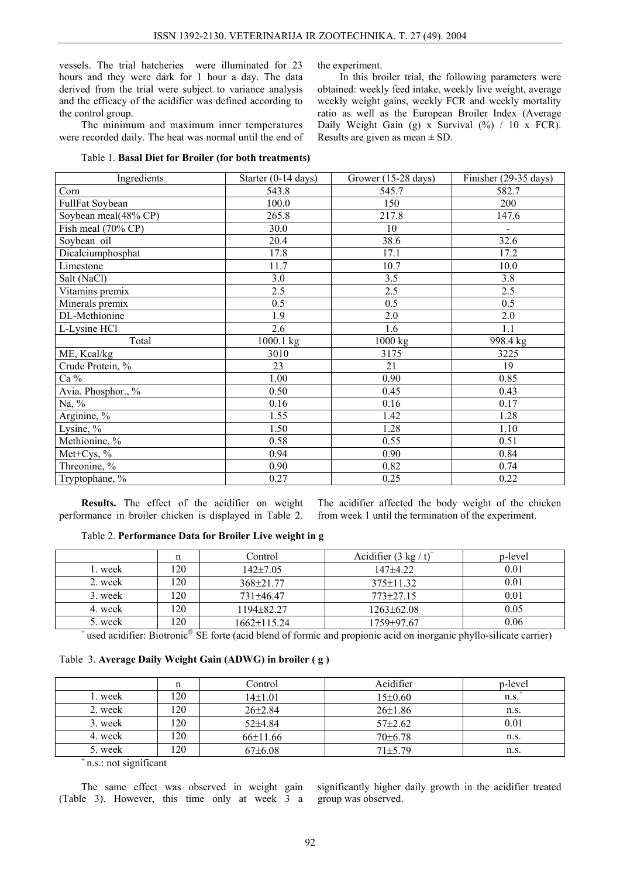vessels. The trial hatcheries were illuminated for 23 hours and they were dark for 1 hour a day. The data derived from the trial were subject to variance analysis and the efficacy of the acidifier was defined according to the control group.

The minimum and maximum inner temperatures were recorded daily. The heat was normal until the end of the experiment.

In this broiler trial, the following parameters were obtained: weekly feed intake, weekly live weight, average weekly weight gains, weekly FCR and weekly mortality ratio as well as the European Broiler Index (Average Daily Weight Gain (g) x Survival (%) / 10 x FCR). Results are given as mean ± SD.

Table 1. **Basal Diet for Broiler (for both treatments)**

| Ingredients | Starter (0-14 days) | Grower (15-28 days) | Finisher (29-35 days) |
|---|---|---|---|
| Corn | 543.8 | 545.7 | 582.7 |
| FullFat Soybean | 100.0 | 150 | 200 |
| Soybean meal(48% CP) | 265.8 | 217.8 | 147.6 |
| Fish meal (70% CP) | 30.0 | 10 | - |
| Soybean oil | 20.4 | 38.6 | 32.6 |
| Dicalciumphosphat | 17.8 | 17.1 | 17.2 |
| Limestone | 11.7 | 10.7 | 10.0 |
| Salt (NaCl) | 3.0 | 3.5 | 3.8 |
| Vitamins premix | 2.5 | 2.5 | 2.5 |
| Minerals premix | 0.5 | 0.5 | 0.5 |
| DL-Methionine | 1.9 | 2.0 | 2.0 |
| L-Lysine HCl | 2.6 | 1.6 | 1.1 |
| Total | 1000.1 kg | 1000 kg | 998.4 kg |
| ME, Kcal/kg | 3010 | 3175 | 3225 |
| Crude Protein, % | 23 | 21 | 19 |
| Ca % | 1.00 | 0.90 | 0.85 |
| Avia. Phosphor., % | 0.50 | 0.45 | 0.43 |
| Na, % | 0.16 | 0.16 | 0.17 |
| Arginine, % | 1.55 | 1.42 | 1.28 |
| Lysine, % | 1.50 | 1.28 | 1.10 |
| Methionine, % | 0.58 | 0.55 | 0.51 |
| Met+Cys, % | 0.94 | 0.90 | 0.84 |
| Threonine, % | 0.90 | 0.82 | 0.74 |
| Tryptophane, % | 0.27 | 0.25 | 0.22 |

**Results.** The effect of the acidifier on weight performance in broiler chicken is displayed in Table 2. The acidifier affected the body weight of the chicken from week 1 until the termination of the experiment.

Table 2. **Performance Data for Broiler Live weight in g**

| | n | Control | Acidifier (3 kg / t)[+] | p-level |
|---|---|---|---|---|
| 1. week | 120 | 142±7.05 | 147±4.22 | 0.01 |
| 2. week | 120 | 368±21.77 | 375±11.32 | 0.01 |
| 3. week | 120 | 731±46.47 | 773±27.15 | 0.01 |
| 4. week | 120 | 1194±82.27 | 1263±62.08 | 0.05 |
| 5. week | 120 | 1662±115.24 | 1759±97.67 | 0.06 |

[+] used acidifier: Biotronic® SE forte (acid blend of formic and propionic acid on inorganic phyllo-silicate carrier)

Table 3. **Average Daily Weight Gain (ADWG) in broiler ( g )**

| | n | Control | Acidifier | p-level |
|---|---|---|---|---|
| 1. week | 120 | 14±1.01 | 15±0.60 | n.s.[+] |
| 2. week | 120 | 26±2.84 | 26±1.86 | n.s. |
| 3. week | 120 | 52±4.84 | 57±2.62 | 0.01 |
| 4. week | 120 | 66±11.66 | 70±6.78 | n.s. |
| 5. week | 120 | 67±6.08 | 71±5.79 | n.s. |

[+] n.s.: not significant

The same effect was observed in weight gain (Table 3). However, this time only at week 3 a significantly higher daily growth in the acidifier treated group was observed.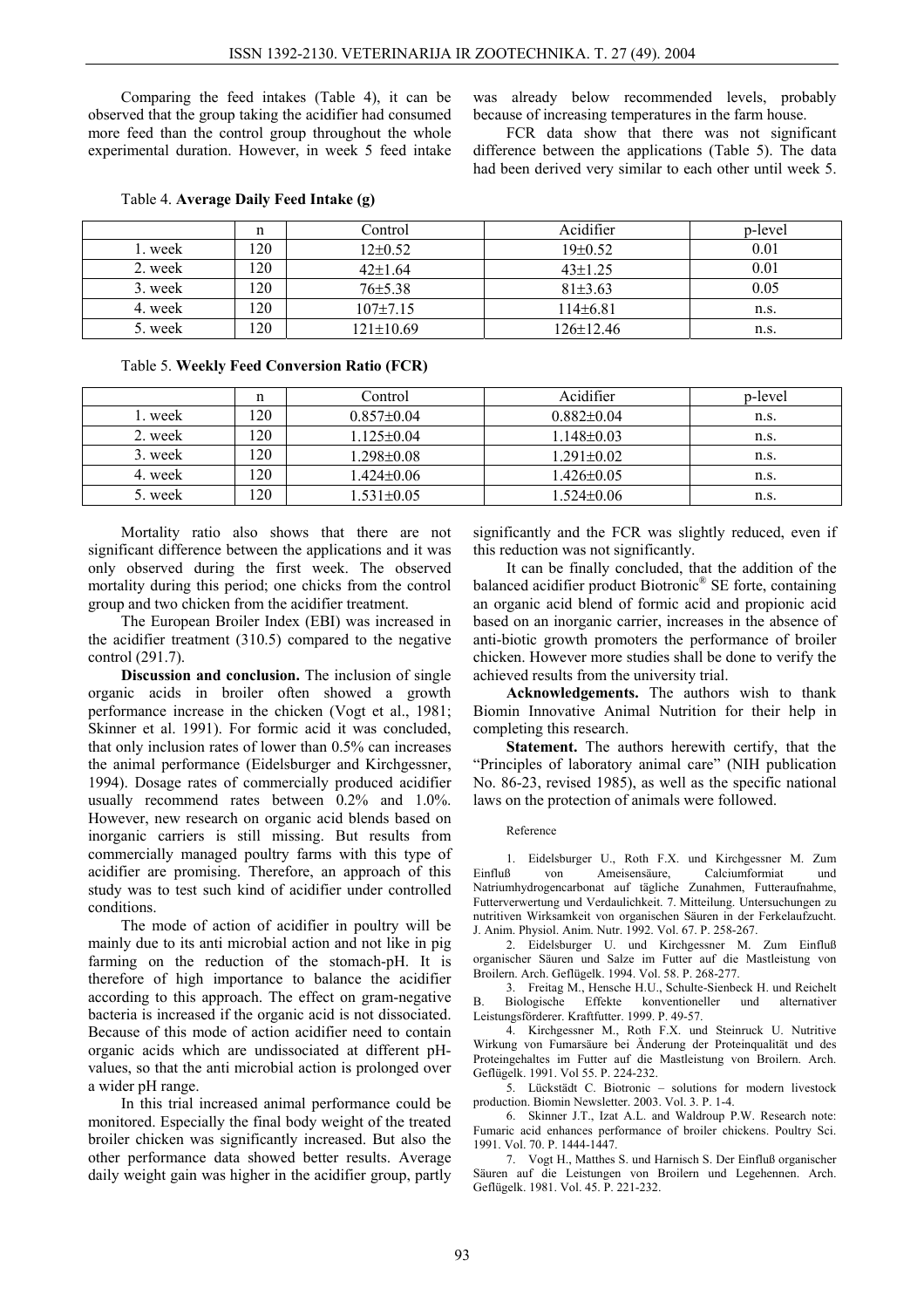Comparing the feed intakes (Table 4), it can be observed that the group taking the acidifier had consumed more feed than the control group throughout the whole experimental duration. However, in week 5 feed intake was already below recommended levels, probably because of increasing temperatures in the farm house.

FCR data show that there was not significant difference between the applications (Table 5). The data had been derived very similar to each other until week 5.

Table 4. **Average Daily Feed Intake (g)**

| | n | Control | Acidifier | p-level |
|---|---|---|---|---|
| 1. week | 120 | 12±0.52 | 19±0.52 | 0.01 |
| 2. week | 120 | 42±1.64 | 43±1.25 | 0.01 |
| 3. week | 120 | 76±5.38 | 81±3.63 | 0.05 |
| 4. week | 120 | 107±7.15 | 114±6.81 | n.s. |
| 5. week | 120 | 121±10.69 | 126±12.46 | n.s. |

Table 5. **Weekly Feed Conversion Ratio (FCR)**

| | n | Control | Acidifier | p-level |
|---|---|---|---|---|
| 1. week | 120 | 0.857±0.04 | 0.882±0.04 | n.s. |
| 2. week | 120 | 1.125±0.04 | 1.148±0.03 | n.s. |
| 3. week | 120 | 1.298±0.08 | 1.291±0.02 | n.s. |
| 4. week | 120 | 1.424±0.06 | 1.426±0.05 | n.s. |
| 5. week | 120 | 1.531±0.05 | 1.524±0.06 | n.s. |

Mortality ratio also shows that there are not significant difference between the applications and it was only observed during the first week. The observed mortality during this period; one chicks from the control group and two chicken from the acidifier treatment.

The European Broiler Index (EBI) was increased in the acidifier treatment (310.5) compared to the negative control (291.7).

**Discussion and conclusion.** The inclusion of single organic acids in broiler often showed a growth performance increase in the chicken (Vogt et al., 1981; Skinner et al. 1991). For formic acid it was concluded, that only inclusion rates of lower than 0.5% can increases the animal performance (Eidelsburger and Kirchgessner, 1994). Dosage rates of commercially produced acidifier usually recommend rates between 0.2% and 1.0%. However, new research on organic acid blends based on inorganic carriers is still missing. But results from commercially managed poultry farms with this type of acidifier are promising. Therefore, an approach of this study was to test such kind of acidifier under controlled conditions.

The mode of action of acidifier in poultry will be mainly due to its anti microbial action and not like in pig farming on the reduction of the stomach-pH. It is therefore of high importance to balance the acidifier according to this approach. The effect on gram-negative bacteria is increased if the organic acid is not dissociated. Because of this mode of action acidifier need to contain organic acids which are undissociated at different pH-values, so that the anti microbial action is prolonged over a wider pH range.

In this trial increased animal performance could be monitored. Especially the final body weight of the treated broiler chicken was significantly increased. But also the other performance data showed better results. Average daily weight gain was higher in the acidifier group, partly significantly and the FCR was slightly reduced, even if this reduction was not significantly.

It can be finally concluded, that the addition of the balanced acidifier product Biotronic® SE forte, containing an organic acid blend of formic acid and propionic acid based on an inorganic carrier, increases in the absence of anti-biotic growth promoters the performance of broiler chicken. However more studies shall be done to verify the achieved results from the university trial.

**Acknowledgements.** The authors wish to thank Biomin Innovative Animal Nutrition for their help in completing this research.

**Statement.** The authors herewith certify, that the "Principles of laboratory animal care" (NIH publication No. 86-23, revised 1985), as well as the specific national laws on the protection of animals were followed.

Reference

1. Eidelsburger U., Roth F.X. und Kirchgessner M. Zum Einfluß von Ameisensäure, Calciumformiat und Natriumhydrogencarbonat auf tägliche Zunahmen, Futteraufnahme, Futterverwertung und Verdaulichkeit. 7. Mitteilung. Untersuchungen zu nutritiven Wirksamkeit von organischen Säuren in der Ferkelaufzucht. J. Anim. Physiol. Anim. Nutr. 1992. Vol. 67. P. 258-267.
2. Eidelsburger U. und Kirchgessner M. Zum Einfluß organischer Säuren und Salze im Futter auf die Mastleistung von Broilern. Arch. Geflügelk. 1994. Vol. 58. P. 268-277.
3. Freitag M., Hensche H.U., Schulte-Sienbeck H. und Reichelt B. Biologische Effekte konventioneller und alternativer Leistungsförderer. Kraftfutter. 1999. P. 49-57.
4. Kirchgessner M., Roth F.X. und Steinruck U. Nutritive Wirkung von Fumarsäure bei Änderung der Proteinqualität und des Proteingehaltes im Futter auf die Mastleistung von Broilern. Arch. Geflügelk. 1991. Vol 55. P. 224-232.
5. Lückstädt C. Biotronic – solutions for modern livestock production. Biomin Newsletter. 2003. Vol. 3. P. 1-4.
6. Skinner J.T., Izat A.L. and Waldroup P.W. Research note: Fumaric acid enhances performance of broiler chickens. Poultry Sci. 1991. Vol. 70. P. 1444-1447.
7. Vogt H., Matthes S. und Harnisch S. Der Einfluß organischer Säuren auf die Leistungen von Broilern und Legehennen. Arch. Geflügelk. 1981. Vol. 45. P. 221-232.